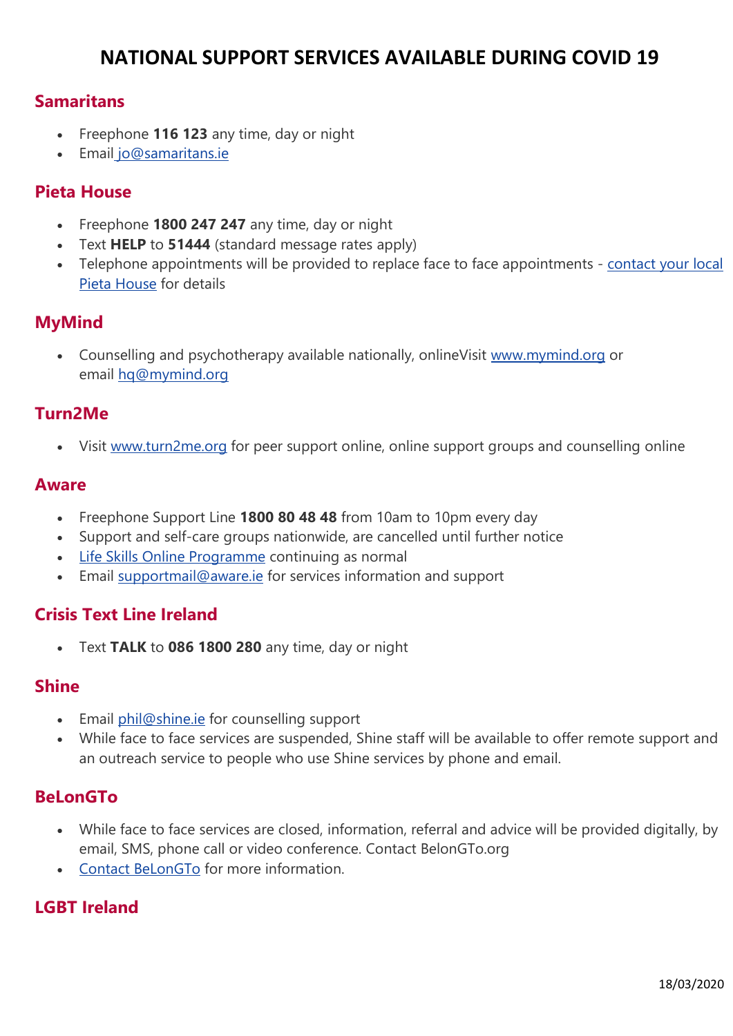# NATIONAL SUPPORT SERVICES AVAILABLE DURING COVID 19

## Samaritans

- Freephone **116 123** any time, day or night
- Email jo@samaritans.ie

## Pieta House

- Freephone **1800 247 247** any time, day or night
- Text **HELP** to **51444** (standard message rates apply)
- Telephone appointments will be provided to replace face to face appointments - contact your local Pieta House for details

## MyMind

- Counselling and psychotherapy available nationally, onlineVisit www.mymind.org or email hq@mymind.org

## Turn2Me

- Visit www.turn2me.org for peer support online, online support groups and counselling online

## Aware

- Freephone Support Line **1800 80 48 48** from 10am to 10pm every day
- Support and self-care groups nationwide, are cancelled until further notice
- Life Skills Online Programme continuing as normal
- Email supportmail@aware.ie for services information and support

## Crisis Text Line Ireland

- Text **TALK** to **086 1800 280** any time, day or night

## Shine

- Email phil@shine.ie for counselling support
- While face to face services are suspended, Shine staff will be available to offer remote support and an outreach service to people who use Shine services by phone and email.

## BeLonGTo

- While face to face services are closed, information, referral and advice will be provided digitally, by email, SMS, phone call or video conference. Contact BelonGTo.org
- Contact BeLonGTo for more information.

## LGBT Ireland

18/03/2020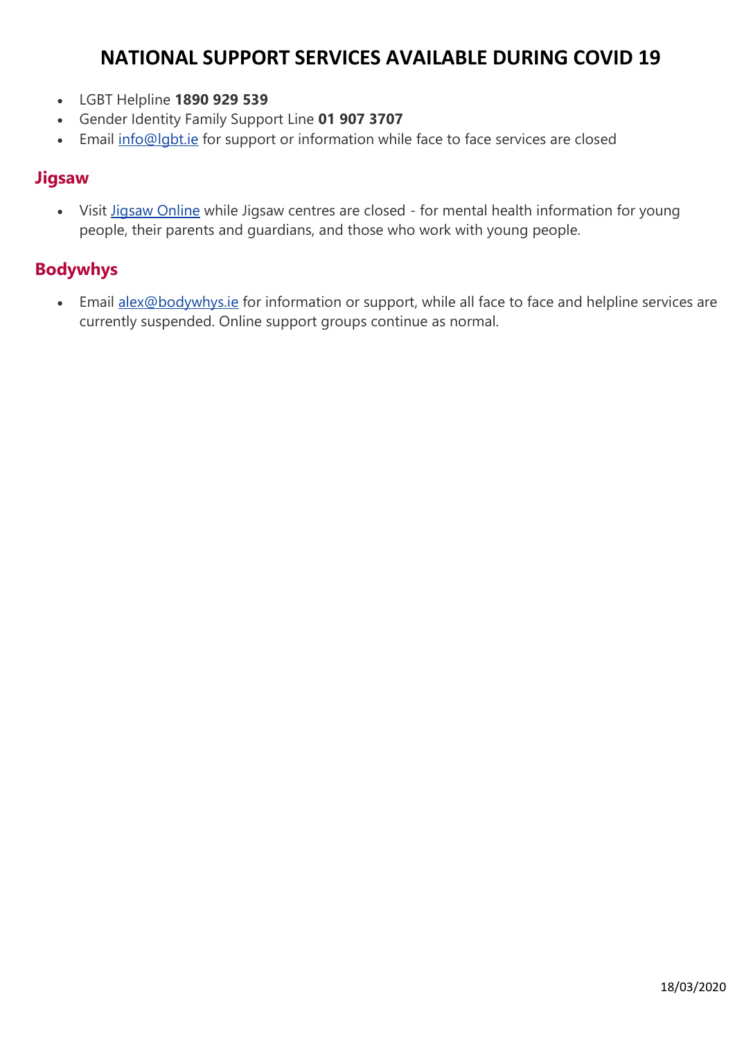# NATIONAL SUPPORT SERVICES AVAILABLE DURING COVID 19

- LGBT Helpline **1890 929 539**
- Gender Identity Family Support Line **01 907 3707**
- Email info@lgbt.ie for support or information while face to face services are closed

## Jigsaw

- Visit Jigsaw Online while Jigsaw centres are closed - for mental health information for young people, their parents and guardians, and those who work with young people.

## Bodywhys

- Email alex@bodywhys.ie for information or support, while all face to face and helpline services are currently suspended. Online support groups continue as normal.

18/03/2020